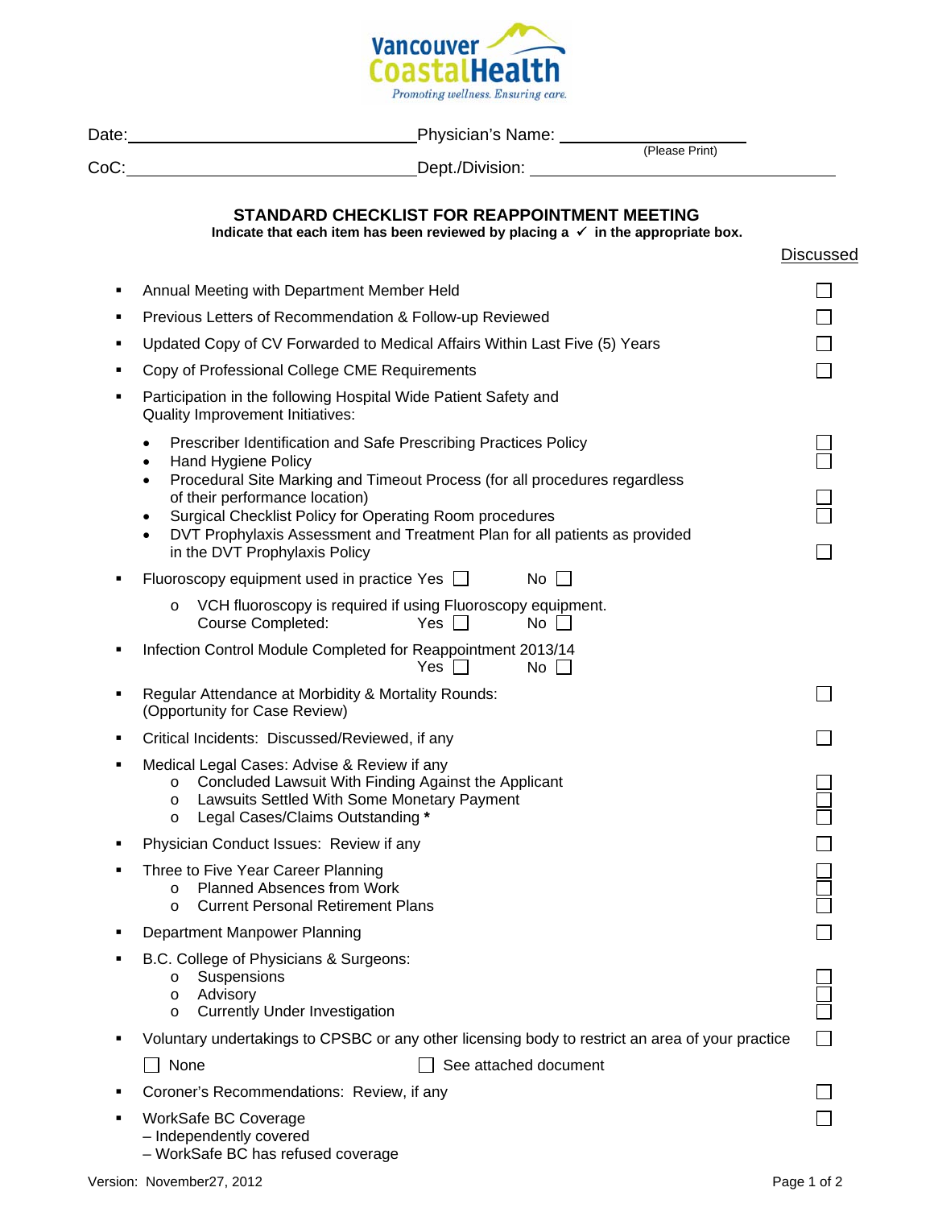Vancouver CoastalHealth
*Promoting wellness. Ensuring care.*

Date:\_\_\_\_\_\_\_\_\_\_\_\_\_\_\_\_\_\_\_\_\_\_\_\_\_\_\_\_ Physician's Name: \_\_\_\_\_\_\_\_\_\_\_\_\_\_\_\_\_\_\_\_
(Please Print)

CoC:\_\_\_\_\_\_\_\_\_\_\_\_\_\_\_\_\_\_\_\_\_\_\_\_\_\_\_\_ Dept./Division: \_\_\_\_\_\_\_\_\_\_\_\_\_\_\_\_\_\_\_\_\_\_\_\_\_\_\_\_

## STANDARD CHECKLIST FOR REAPPOINTMENT MEETING

**Indicate that each item has been reviewed by placing a ✓ in the appropriate box.**

Discussed

- Annual Meeting with Department Member Held ☐
- Previous Letters of Recommendation & Follow-up Reviewed ☐
- Updated Copy of CV Forwarded to Medical Affairs Within Last Five (5) Years ☐
- Copy of Professional College CME Requirements ☐
- Participation in the following Hospital Wide Patient Safety and Quality Improvement Initiatives:
  - Prescriber Identification and Safe Prescribing Practices Policy ☐
  - Hand Hygiene Policy ☐
  - Procedural Site Marking and Timeout Process (for all procedures regardless of their performance location) ☐
  - Surgical Checklist Policy for Operating Room procedures ☐
  - DVT Prophylaxis Assessment and Treatment Plan for all patients as provided in the DVT Prophylaxis Policy ☐
- Fluoroscopy equipment used in practice Yes ☐ No ☐
  - VCH fluoroscopy is required if using Fluoroscopy equipment.
    Course Completed: Yes ☐ No ☐
- Infection Control Module Completed for Reappointment 2013/14
  Yes ☐ No ☐
- Regular Attendance at Morbidity & Mortality Rounds: (Opportunity for Case Review) ☐
- Critical Incidents: Discussed/Reviewed, if any ☐
- Medical Legal Cases: Advise & Review if any
  - Concluded Lawsuit With Finding Against the Applicant ☐
  - Lawsuits Settled With Some Monetary Payment ☐
  - Legal Cases/Claims Outstanding **\*** ☐
- Physician Conduct Issues: Review if any ☐
- Three to Five Year Career Planning ☐
  - Planned Absences from Work ☐
  - Current Personal Retirement Plans ☐
- Department Manpower Planning ☐
- B.C. College of Physicians & Surgeons:
  - Suspensions ☐
  - Advisory ☐
  - Currently Under Investigation ☐
- Voluntary undertakings to CPSBC or any other licensing body to restrict an area of your practice ☐

  ☐ None ☐ See attached document
- Coroner's Recommendations: Review, if any ☐
- WorkSafe BC Coverage ☐
  – Independently covered
  – WorkSafe BC has refused coverage

Version: November27, 2012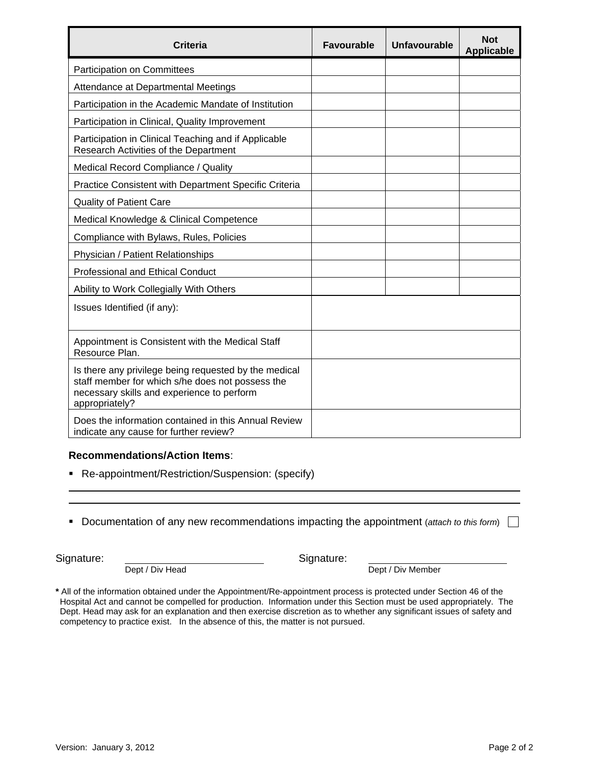| Criteria | Favourable | Unfavourable | Not Applicable |
|---|---|---|---|
| Participation on Committees | | | |
| Attendance at Departmental Meetings | | | |
| Participation in the Academic Mandate of Institution | | | |
| Participation in Clinical, Quality Improvement | | | |
| Participation in Clinical Teaching and if Applicable Research Activities of the Department | | | |
| Medical Record Compliance / Quality | | | |
| Practice Consistent with Department Specific Criteria | | | |
| Quality of Patient Care | | | |
| Medical Knowledge & Clinical Competence | | | |
| Compliance with Bylaws, Rules, Policies | | | |
| Physician / Patient Relationships | | | |
| Professional and Ethical Conduct | | | |
| Ability to Work Collegially With Others | | | |
| Issues Identified (if any): | | | |
| Appointment is Consistent with the Medical Staff Resource Plan. | | | |
| Is there any privilege being requested by the medical staff member for which s/he does not possess the necessary skills and experience to perform appropriately? | | | |
| Does the information contained in this Annual Review indicate any cause for further review? | | | |

**Recommendations/Action Items**:

- Re-appointment/Restriction/Suspension: (specify)

______________________________________________

______________________________________________

- Documentation of any new recommendations impacting the appointment (*attach to this form*) ☐

Signature: ____________________ Signature: ____________________
Dept / Div Head Dept / Div Member

**\*** All of the information obtained under the Appointment/Re-appointment process is protected under Section 46 of the Hospital Act and cannot be compelled for production. Information under this Section must be used appropriately. The Dept. Head may ask for an explanation and then exercise discretion as to whether any significant issues of safety and competency to practice exist. In the absence of this, the matter is not pursued.

Version: January 3, 2012